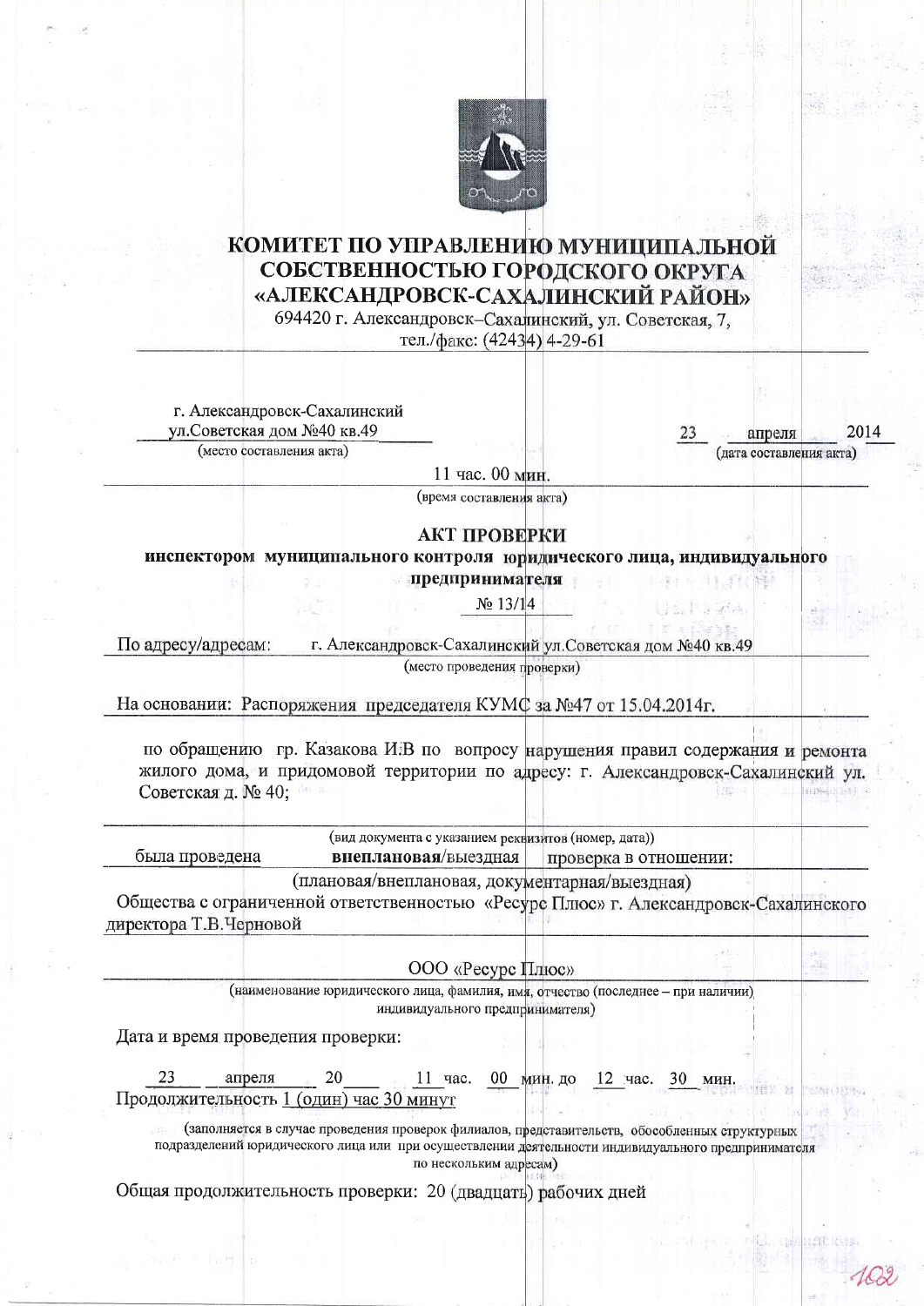# КОМИТЕТ ПО УПРАВЛЕНИЮ МУНИЦИПАЛЬНОЙ СОБСТВЕННОСТЬЮ ГОРОДСКОГО ОКРУГА «АЛЕКСАНДРОВСК-САХАЛИНСКИЙ РАЙОН»

694420 г. Александровск–Сахалинский, ул. Советская, 7,
тел./факс: (42434) 4-29-61

г. Александровск-Сахалинский
ул.Советская дом №40 кв.49
(место составления акта)

23 апреля 2014
(дата составления акта)

11 час. 00 мин.
(время составления акта)

## АКТ ПРОВЕРКИ

**инспектором муниципального контроля юридического лица, индивидуального предпринимателя**

№ 13/14

По адресу/адресам: г. Александровск-Сахалинский ул.Советская дом №40 кв.49
(место проведения проверки)

На основании: Распоряжения председателя КУМС за №47 от 15.04.2014г.

по обращению гр. Казакова И.В по вопросу нарушения правил содержания и ремонта жилого дома, и придомовой территории по адресу: г. Александровск-Сахалинский ул. Советская д. № 40;

(вид документа с указанием реквизитов (номер, дата))

была проведена **внеплановая**/выездная проверка в отношении:
(плановая/внеплановая, документарная/выездная)

Общества с ограниченной ответственностью «Ресурс Плюс» г. Александровск-Сахалинского директора Т.В.Черновой

ООО «Ресурс Плюс»
(наименование юридического лица, фамилия, имя, отчество (последнее – при наличии) индивидуального предпринимателя)

Дата и время проведения проверки:

23 апреля 20___ 11 час. 00 мин. до 12 час. 30 мин.
Продолжительность 1 (один) час 30 минут

(заполняется в случае проведения проверок филиалов, представительств, обособленных структурных подразделений юридического лица или при осуществлении деятельности индивидуального предпринимателя по нескольким адресам)

Общая продолжительность проверки: 20 (двадцать) рабочих дней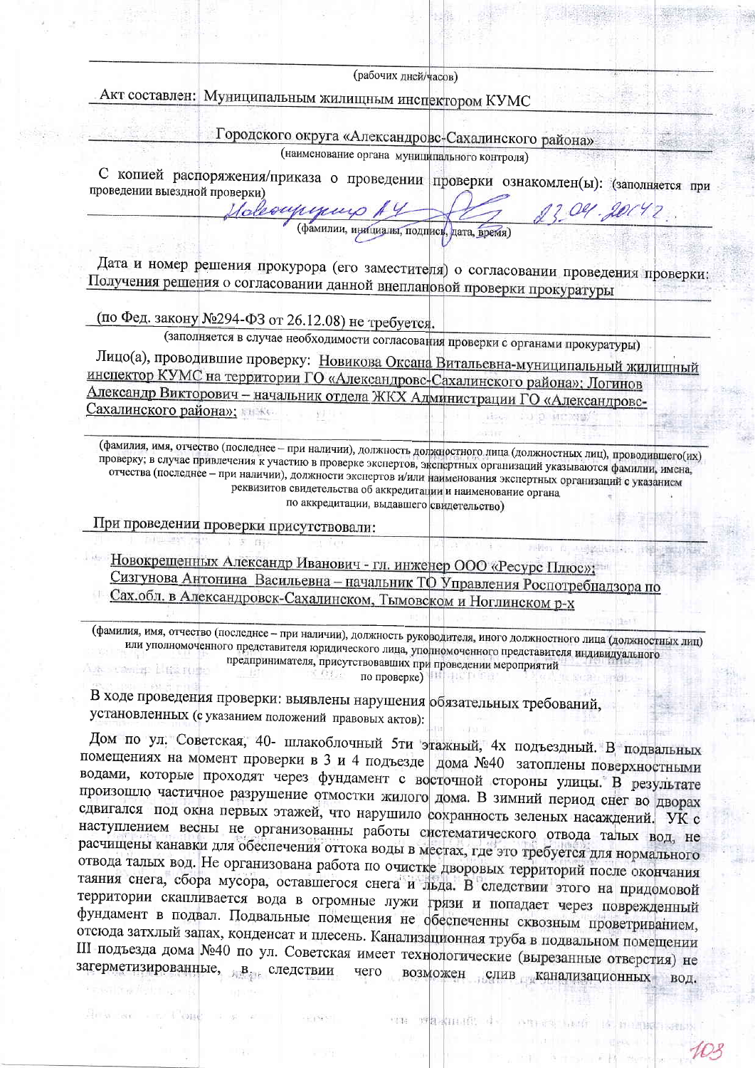(рабочих дней/часов)

Акт составлен: Муниципальным жилищным инспектором КУМС

Городского округа «Александровс-Сахалинского района»

(наименование органа муниципального контроля)

С копией распоряжения/приказа о проведении проверки ознакомлен(ы): (заполняется при проведении выездной проверки)

Новокрещенных А.И. 23.04.2014г.

(фамилии, инициалы, подпись, дата, время)

Дата и номер решения прокурора (его заместителя) о согласовании проведения проверки: Получения решения о согласовании данной внеплановой проверки прокуратуры

(по Фед. закону №294-ФЗ от 26.12.08) не требуется.

(заполняется в случае необходимости согласования проверки с органами прокуратуры)

Лицо(а), проводившие проверку: Новикова Оксана Витальевна-муниципальный жилищный инспектор КУМС на территории ГО «Александровс-Сахалинского района»; Логинов Александр Викторович – начальник отдела ЖКХ Администрации ГО «Александровс-Сахалинского района»;

(фамилия, имя, отчество (последнее – при наличии), должность должностного лица (должностных лиц), проводившего(их) проверку; в случае привлечения к участию в проверке экспертов, экспертных организаций указываются фамилии, имена, отчества (последнее – при наличии), должности экспертов и/или наименования экспертных организаций с указанием реквизитов свидетельства об аккредитации и наименование органа по аккредитации, выдавшего свидетельство)

При проведении проверки присутствовали:

Новокрещенных Александр Иванович - гл. инженер ООО «Ресурс Плюс»; Сизгунова Антонина Васильевна – начальник ТО Управления Роспотребнадзора по Сах.обл. в Александровск-Сахалинском, Тымовском и Ноглинском р-х

(фамилия, имя, отчество (последнее – при наличии), должность руководителя, иного должностного лица (должностных лиц) или уполномоченного представителя юридического лица, уполномоченного представителя индивидуального предпринимателя, присутствовавших при проведении мероприятий по проверке)

В ходе проведения проверки: выявлены нарушения обязательных требований, установленных (с указанием положений правовых актов):

Дом по ул. Советская, 40- шлакоблочный 5ти этажный, 4х подъездный. В подвальных помещениях на момент проверки в 3 и 4 подъезде дома №40 затоплены поверхностными водами, которые проходят через фундамент с восточной стороны улицы. В результате произошло частичное разрушение отмостки жилого дома. В зимний период снег во дворах сдвигался под окна первых этажей, что нарушило сохранность зеленых насаждений. УК с наступлением весны не организованны работы систематического отвода талых вод, не расчищены канавки для обеспечения оттока воды в местах, где это требуется для нормального отвода талых вод. Не организована работа по очистке дворовых территорий после окончания таяния снега, сбора мусора, оставшегося снега и льда. В следствии этого на придомовой территории скапливается вода в огромные лужи грязи и попадает через поврежденный фундамент в подвал. Подвальные помещения не обеспеченны сквозным проветриванием, отсюда затхлый запах, конденсат и плесень. Канализационная труба в подвальном помещении III подъезда дома №40 по ул. Советская имеет технологические (вырезанные отверстия) не загерметизированные, в следствии чего возможен слив канализационных вод.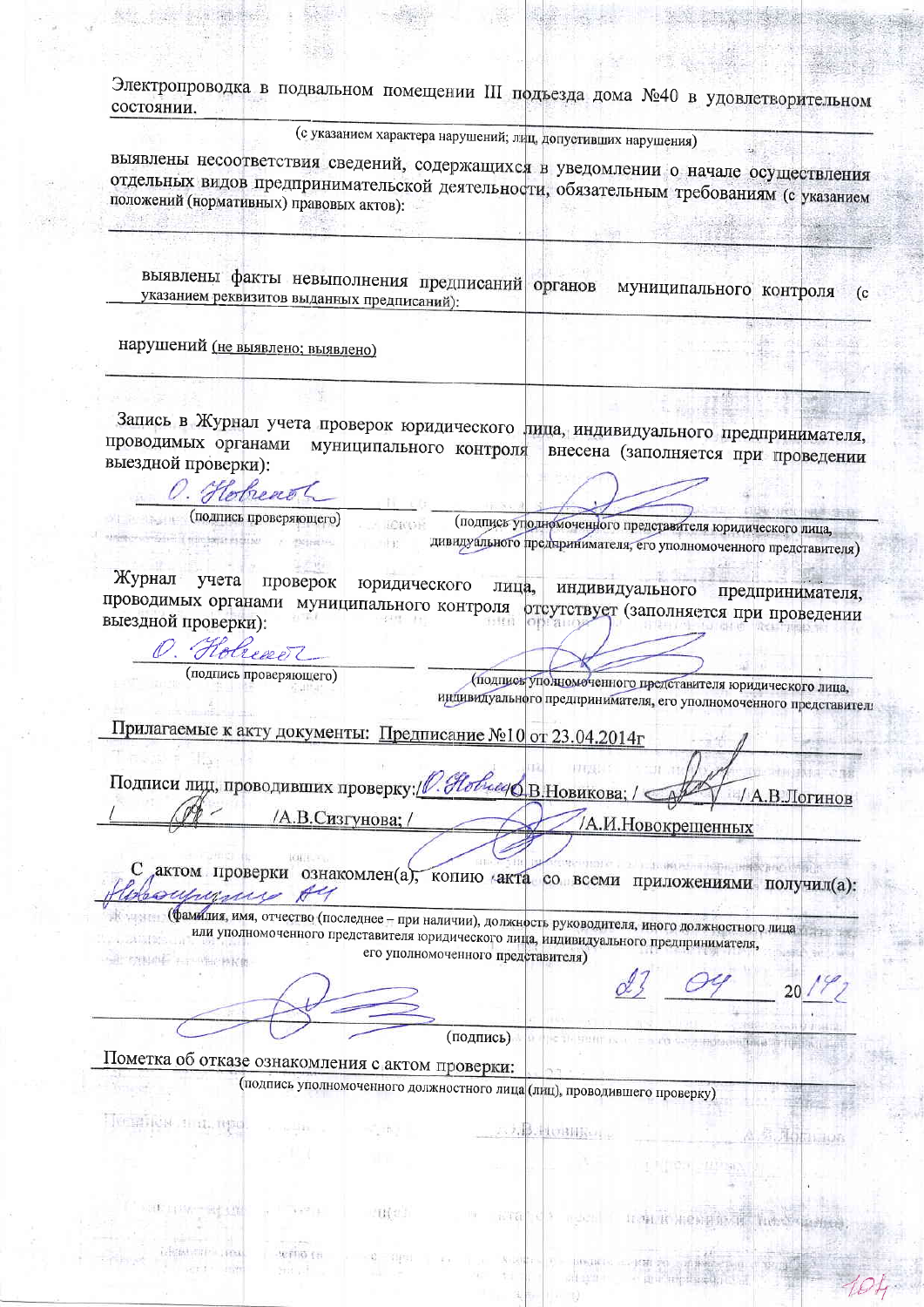Электропроводка в подвальном помещении III подъезда дома №40 в удовлетворительном состоянии.

(с указанием характера нарушений; лиц, допустивших нарушения)

выявлены несоответствия сведений, содержащихся в уведомлении о начале осуществления отдельных видов предпринимательской деятельности, обязательным требованиям (с указанием положений (нормативных) правовых актов):

выявлены факты невыполнения предписаний органов муниципального контроля (с указанием реквизитов выданных предписаний):

нарушений (не выявлено; выявлено)

Запись в Журнал учета проверок юридического лица, индивидуального предпринимателя, проводимых органами муниципального контроля внесена (заполняется при проведении выездной проверки):

О. Новикова

(подпись проверяющего) (подпись уполномоченного представителя юридического лица, индивидуального предпринимателя, его уполномоченного представителя)

Журнал учета проверок юридического лица, индивидуального предпринимателя, проводимых органами муниципального контроля отсутствует (заполняется при проведении выездной проверки):

О. Новикова

(подпись проверяющего) (подпись уполномоченного представителя юридического лица, индивидуального предпринимателя, его уполномоченного представителя)

Прилагаемые к акту документы: Предписание №10 от 23.04.2014г

Подписи лиц, проводивших проверку: /О.В.Новикова; / /А.В.Логинов / /А.В.Сизгунова; / /А.И.Новокрещенных

С актом проверки ознакомлен(а), копию акта со всеми приложениями получил(а): Новокрещенных АИ

(фамилия, имя, отчество (последнее – при наличии), должность руководителя, иного должностного лица или уполномоченного представителя юридического лица, индивидуального предпринимателя, его уполномоченного представителя)

23 04 2014

(подпись)

Пометка об отказе ознакомления с актом проверки:

(подпись уполномоченного должностного лица (лиц), проводившего проверку)